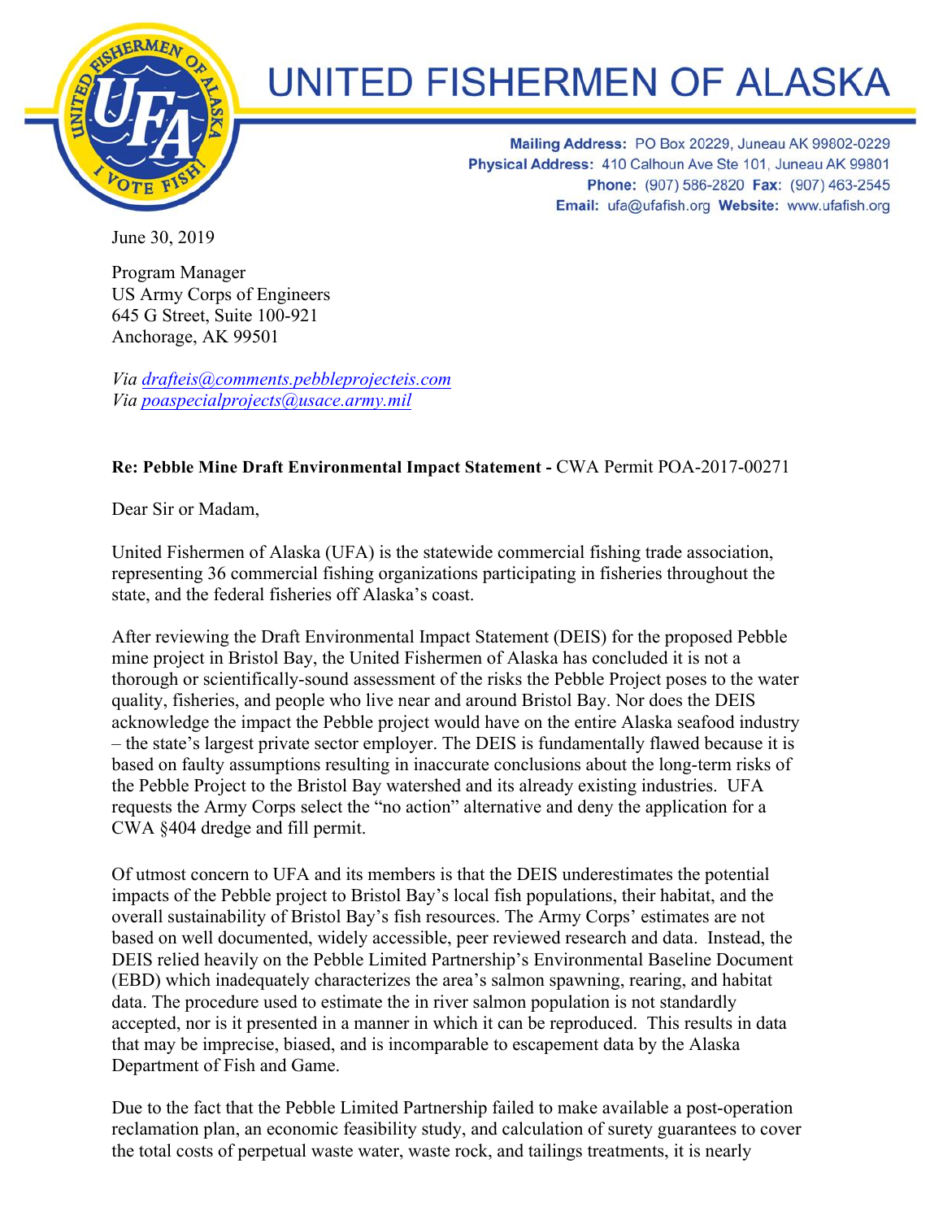# UNITED FISHERMEN OF ALASKA

**Mailing Address:** PO Box 20229, Juneau AK 99802-0229
**Physical Address:** 410 Calhoun Ave Ste 101, Juneau AK 99801
**Phone:** (907) 586-2820 **Fax:** (907) 463-2545
**Email:** ufa@ufafish.org **Website:** www.ufafish.org

June 30, 2019

Program Manager
US Army Corps of Engineers
645 G Street, Suite 100-921
Anchorage, AK 99501

*Via drafteis@comments.pebbleprojecteis.com*
*Via poaspecialprojects@usace.army.mil*

**Re: Pebble Mine Draft Environmental Impact Statement -** CWA Permit POA-2017-00271

Dear Sir or Madam,

United Fishermen of Alaska (UFA) is the statewide commercial fishing trade association, representing 36 commercial fishing organizations participating in fisheries throughout the state, and the federal fisheries off Alaska's coast.

After reviewing the Draft Environmental Impact Statement (DEIS) for the proposed Pebble mine project in Bristol Bay, the United Fishermen of Alaska has concluded it is not a thorough or scientifically-sound assessment of the risks the Pebble Project poses to the water quality, fisheries, and people who live near and around Bristol Bay. Nor does the DEIS acknowledge the impact the Pebble project would have on the entire Alaska seafood industry – the state's largest private sector employer. The DEIS is fundamentally flawed because it is based on faulty assumptions resulting in inaccurate conclusions about the long-term risks of the Pebble Project to the Bristol Bay watershed and its already existing industries. UFA requests the Army Corps select the "no action" alternative and deny the application for a CWA §404 dredge and fill permit.

Of utmost concern to UFA and its members is that the DEIS underestimates the potential impacts of the Pebble project to Bristol Bay's local fish populations, their habitat, and the overall sustainability of Bristol Bay's fish resources. The Army Corps' estimates are not based on well documented, widely accessible, peer reviewed research and data. Instead, the DEIS relied heavily on the Pebble Limited Partnership's Environmental Baseline Document (EBD) which inadequately characterizes the area's salmon spawning, rearing, and habitat data. The procedure used to estimate the in river salmon population is not standardly accepted, nor is it presented in a manner in which it can be reproduced. This results in data that may be imprecise, biased, and is incomparable to escapement data by the Alaska Department of Fish and Game.

Due to the fact that the Pebble Limited Partnership failed to make available a post-operation reclamation plan, an economic feasibility study, and calculation of surety guarantees to cover the total costs of perpetual waste water, waste rock, and tailings treatments, it is nearly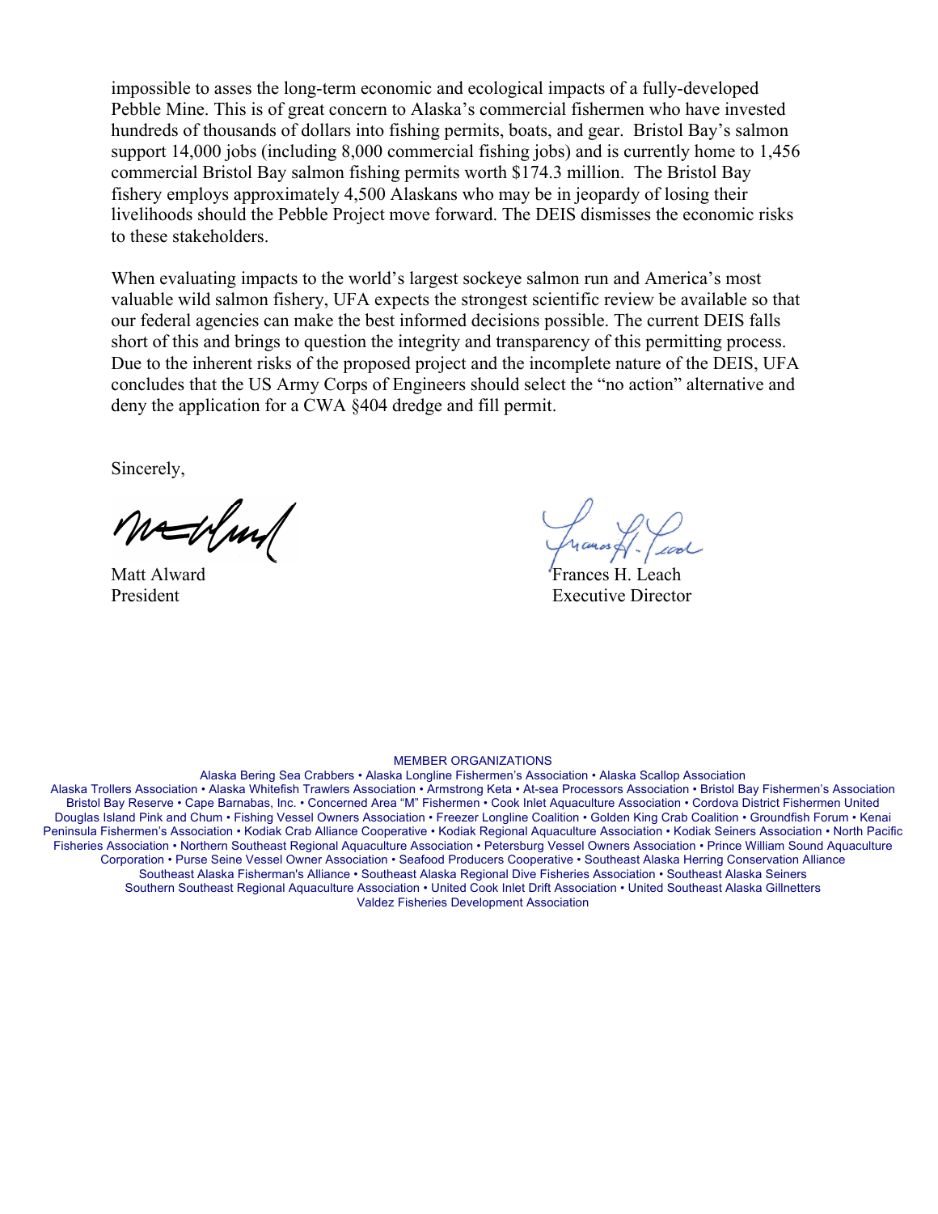impossible to asses the long-term economic and ecological impacts of a fully-developed Pebble Mine. This is of great concern to Alaska's commercial fishermen who have invested hundreds of thousands of dollars into fishing permits, boats, and gear. Bristol Bay's salmon support 14,000 jobs (including 8,000 commercial fishing jobs) and is currently home to 1,456 commercial Bristol Bay salmon fishing permits worth $174.3 million. The Bristol Bay fishery employs approximately 4,500 Alaskans who may be in jeopardy of losing their livelihoods should the Pebble Project move forward. The DEIS dismisses the economic risks to these stakeholders.

When evaluating impacts to the world's largest sockeye salmon run and America's most valuable wild salmon fishery, UFA expects the strongest scientific review be available so that our federal agencies can make the best informed decisions possible. The current DEIS falls short of this and brings to question the integrity and transparency of this permitting process. Due to the inherent risks of the proposed project and the incomplete nature of the DEIS, UFA concludes that the US Army Corps of Engineers should select the "no action" alternative and deny the application for a CWA §404 dredge and fill permit.

Sincerely,

Matt Alward
President

Frances H. Leach
Executive Director

MEMBER ORGANIZATIONS

Alaska Bering Sea Crabbers • Alaska Longline Fishermen's Association • Alaska Scallop Association
Alaska Trollers Association • Alaska Whitefish Trawlers Association • Armstrong Keta • At-sea Processors Association • Bristol Bay Fishermen's Association
Bristol Bay Reserve • Cape Barnabas, Inc. • Concerned Area "M" Fishermen • Cook Inlet Aquaculture Association • Cordova District Fishermen United
Douglas Island Pink and Chum • Fishing Vessel Owners Association • Freezer Longline Coalition • Golden King Crab Coalition • Groundfish Forum • Kenai Peninsula Fishermen's Association • Kodiak Crab Alliance Cooperative • Kodiak Regional Aquaculture Association • Kodiak Seiners Association • North Pacific Fisheries Association • Northern Southeast Regional Aquaculture Association • Petersburg Vessel Owners Association • Prince William Sound Aquaculture Corporation • Purse Seine Vessel Owner Association • Seafood Producers Cooperative • Southeast Alaska Herring Conservation Alliance
Southeast Alaska Fisherman's Alliance • Southeast Alaska Regional Dive Fisheries Association • Southeast Alaska Seiners
Southern Southeast Regional Aquaculture Association • United Cook Inlet Drift Association • United Southeast Alaska Gillnetters
Valdez Fisheries Development Association